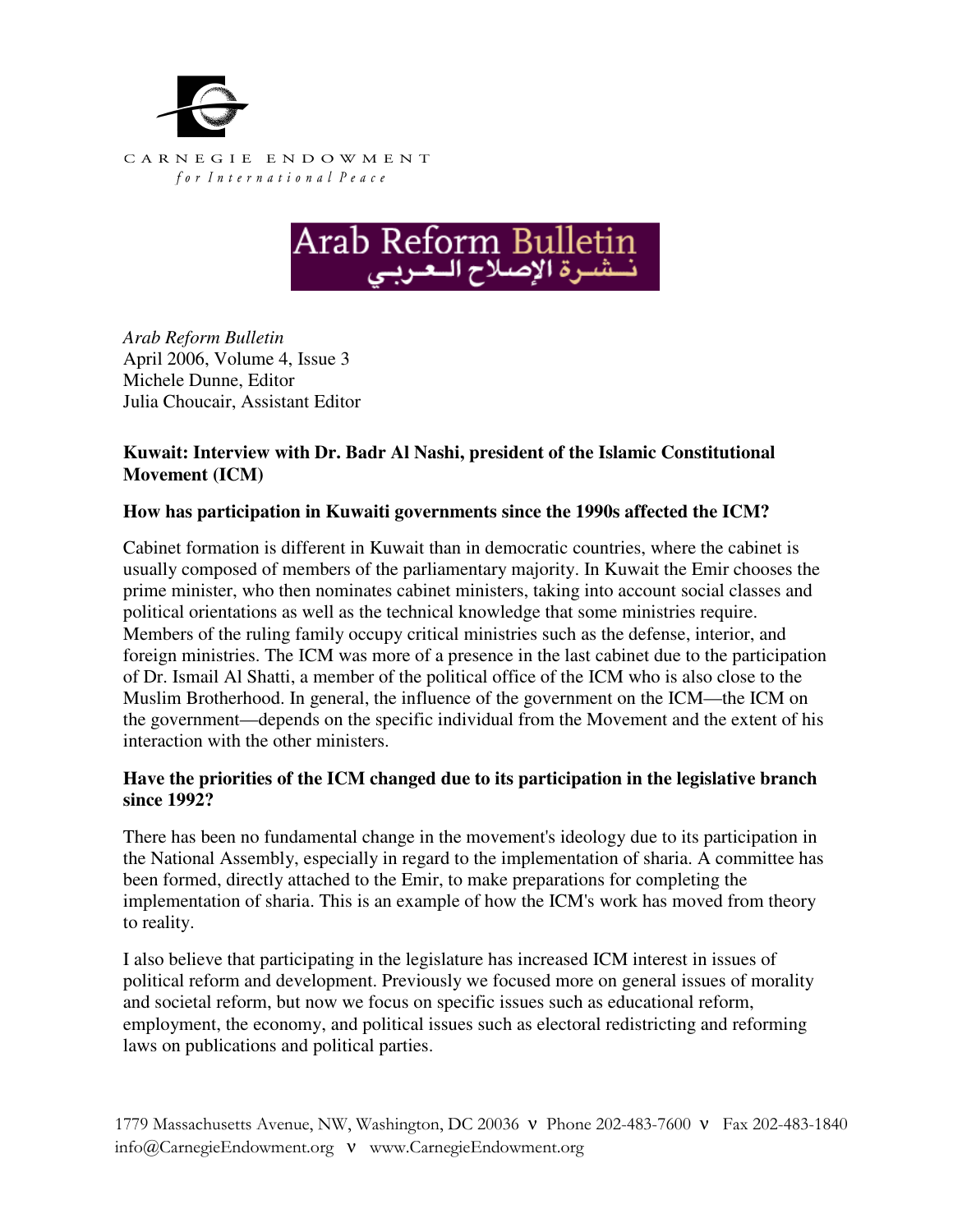CARNEGIE ENDOWMENT
*for International Peace*

Arab Reform Bulletin
نشرة الإصلاح العربي

*Arab Reform Bulletin*
April 2006, Volume 4, Issue 3
Michele Dunne, Editor
Julia Choucair, Assistant Editor

## Kuwait: Interview with Dr. Badr Al Nashi, president of the Islamic Constitutional Movement (ICM)

### How has participation in Kuwaiti governments since the 1990s affected the ICM?

Cabinet formation is different in Kuwait than in democratic countries, where the cabinet is usually composed of members of the parliamentary majority. In Kuwait the Emir chooses the prime minister, who then nominates cabinet ministers, taking into account social classes and political orientations as well as the technical knowledge that some ministries require. Members of the ruling family occupy critical ministries such as the defense, interior, and foreign ministries. The ICM was more of a presence in the last cabinet due to the participation of Dr. Ismail Al Shatti, a member of the political office of the ICM who is also close to the Muslim Brotherhood. In general, the influence of the government on the ICM—the ICM on the government—depends on the specific individual from the Movement and the extent of his interaction with the other ministers.

### Have the priorities of the ICM changed due to its participation in the legislative branch since 1992?

There has been no fundamental change in the movement's ideology due to its participation in the National Assembly, especially in regard to the implementation of sharia. A committee has been formed, directly attached to the Emir, to make preparations for completing the implementation of sharia. This is an example of how the ICM's work has moved from theory to reality.

I also believe that participating in the legislature has increased ICM interest in issues of political reform and development. Previously we focused more on general issues of morality and societal reform, but now we focus on specific issues such as educational reform, employment, the economy, and political issues such as electoral redistricting and reforming laws on publications and political parties.

1779 Massachusetts Avenue, NW, Washington, DC 20036 ν Phone 202-483-7600 ν Fax 202-483-1840
info@CarnegieEndowment.org ν www.CarnegieEndowment.org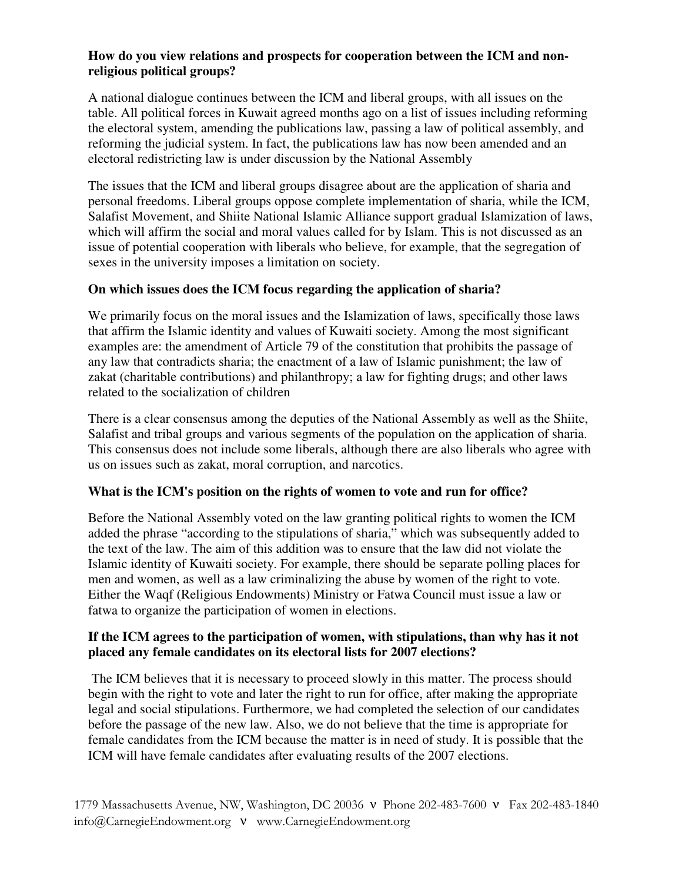**How do you view relations and prospects for cooperation between the ICM and non-religious political groups?**

A national dialogue continues between the ICM and liberal groups, with all issues on the table. All political forces in Kuwait agreed months ago on a list of issues including reforming the electoral system, amending the publications law, passing a law of political assembly, and reforming the judicial system. In fact, the publications law has now been amended and an electoral redistricting law is under discussion by the National Assembly

The issues that the ICM and liberal groups disagree about are the application of sharia and personal freedoms. Liberal groups oppose complete implementation of sharia, while the ICM, Salafist Movement, and Shiite National Islamic Alliance support gradual Islamization of laws, which will affirm the social and moral values called for by Islam. This is not discussed as an issue of potential cooperation with liberals who believe, for example, that the segregation of sexes in the university imposes a limitation on society.

**On which issues does the ICM focus regarding the application of sharia?**

We primarily focus on the moral issues and the Islamization of laws, specifically those laws that affirm the Islamic identity and values of Kuwaiti society. Among the most significant examples are: the amendment of Article 79 of the constitution that prohibits the passage of any law that contradicts sharia; the enactment of a law of Islamic punishment; the law of zakat (charitable contributions) and philanthropy; a law for fighting drugs; and other laws related to the socialization of children

There is a clear consensus among the deputies of the National Assembly as well as the Shiite, Salafist and tribal groups and various segments of the population on the application of sharia. This consensus does not include some liberals, although there are also liberals who agree with us on issues such as zakat, moral corruption, and narcotics.

**What is the ICM's position on the rights of women to vote and run for office?**

Before the National Assembly voted on the law granting political rights to women the ICM added the phrase "according to the stipulations of sharia," which was subsequently added to the text of the law. The aim of this addition was to ensure that the law did not violate the Islamic identity of Kuwaiti society. For example, there should be separate polling places for men and women, as well as a law criminalizing the abuse by women of the right to vote. Either the Waqf (Religious Endowments) Ministry or Fatwa Council must issue a law or fatwa to organize the participation of women in elections.

**If the ICM agrees to the participation of women, with stipulations, than why has it not placed any female candidates on its electoral lists for 2007 elections?**

The ICM believes that it is necessary to proceed slowly in this matter. The process should begin with the right to vote and later the right to run for office, after making the appropriate legal and social stipulations. Furthermore, we had completed the selection of our candidates before the passage of the new law. Also, we do not believe that the time is appropriate for female candidates from the ICM because the matter is in need of study. It is possible that the ICM will have female candidates after evaluating results of the 2007 elections.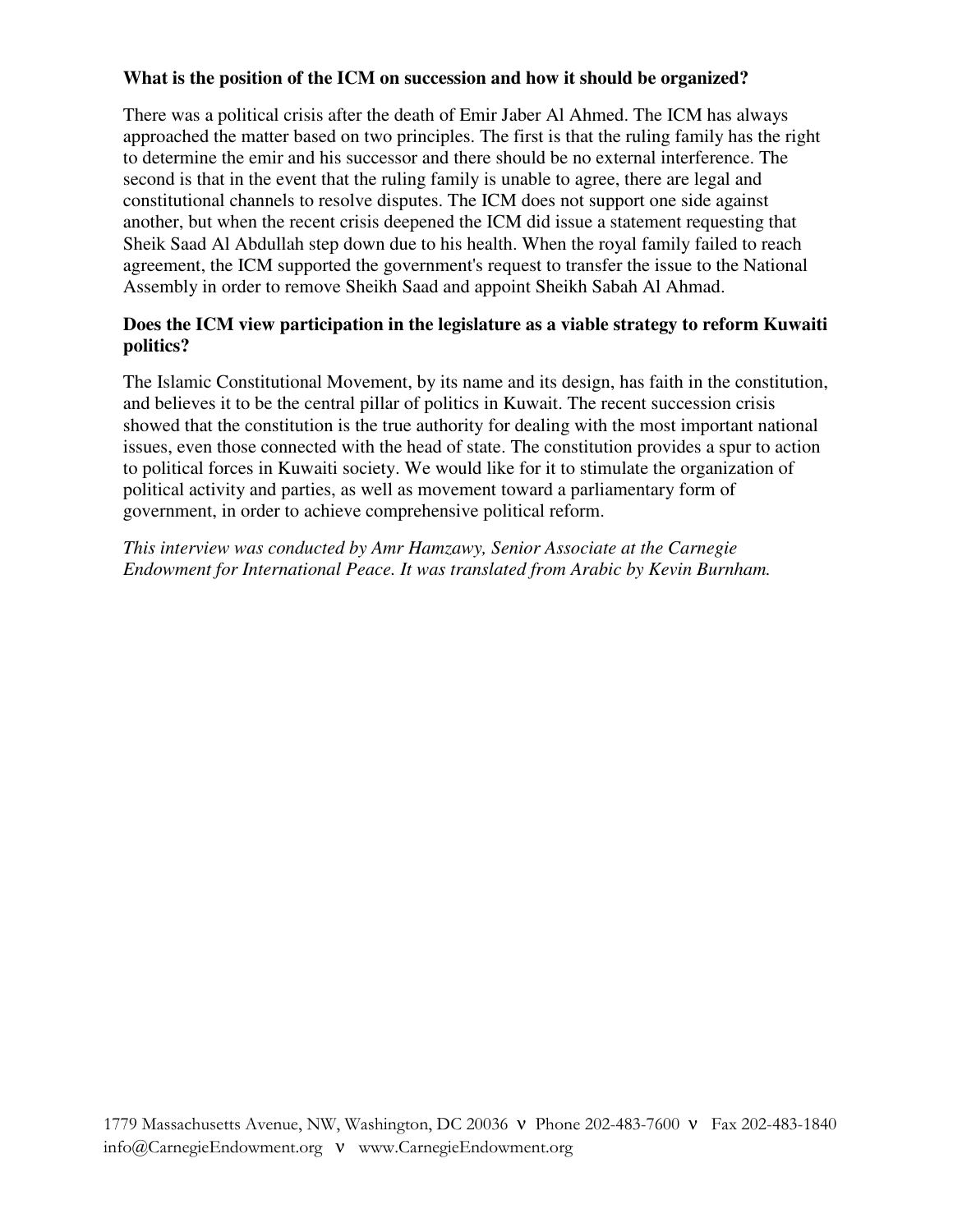**What is the position of the ICM on succession and how it should be organized?**

There was a political crisis after the death of Emir Jaber Al Ahmed. The ICM has always approached the matter based on two principles. The first is that the ruling family has the right to determine the emir and his successor and there should be no external interference. The second is that in the event that the ruling family is unable to agree, there are legal and constitutional channels to resolve disputes. The ICM does not support one side against another, but when the recent crisis deepened the ICM did issue a statement requesting that Sheik Saad Al Abdullah step down due to his health. When the royal family failed to reach agreement, the ICM supported the government's request to transfer the issue to the National Assembly in order to remove Sheikh Saad and appoint Sheikh Sabah Al Ahmad.

**Does the ICM view participation in the legislature as a viable strategy to reform Kuwaiti politics?**

The Islamic Constitutional Movement, by its name and its design, has faith in the constitution, and believes it to be the central pillar of politics in Kuwait. The recent succession crisis showed that the constitution is the true authority for dealing with the most important national issues, even those connected with the head of state. The constitution provides a spur to action to political forces in Kuwaiti society. We would like for it to stimulate the organization of political activity and parties, as well as movement toward a parliamentary form of government, in order to achieve comprehensive political reform.

*This interview was conducted by Amr Hamzawy, Senior Associate at the Carnegie Endowment for International Peace. It was translated from Arabic by Kevin Burnham.*